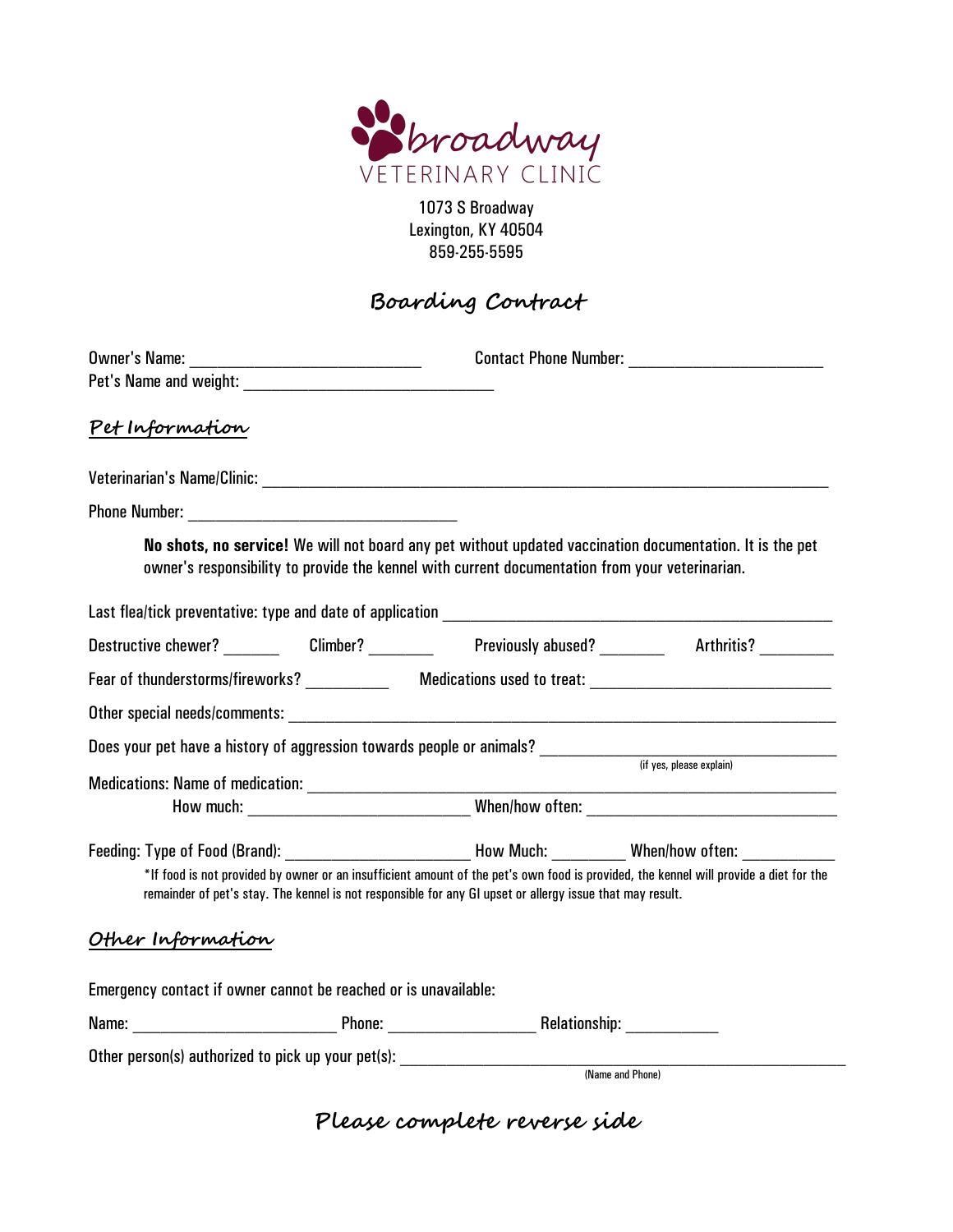# broadway VETERINARY CLINIC

1073 S Broadway
Lexington, KY 40504
859-255-5595

## Boarding Contract

Owner's Name: ___________________________ Contact Phone Number: _______________________

Pet's Name and weight: _____________________________

### Pet Information

Veterinarian's Name/Clinic: ___________________________________________________________________

Phone Number: _______________________________

**No shots, no service!** We will not board any pet without updated vaccination documentation. It is the pet owner's responsibility to provide the kennel with current documentation from your veterinarian.

Last flea/tick preventative: type and date of application ______________________________________________

Destructive chewer? _______ Climber? ________ Previously abused? ________ Arthritis? _________

Fear of thunderstorms/fireworks? __________ Medications used to treat: ___________________________

Other special needs/comments: _______________________________________________________________

Does your pet have a history of aggression towards people or animals? ____________________________
(if yes, please explain)

Medications: Name of medication: ____________________________________________________________

How much: __________________________ When/how often: _____________________________

Feeding: Type of Food (Brand): ______________________ How Much: ________ When/how often: __________

*If food is not provided by owner or an insufficient amount of the pet's own food is provided, the kennel will provide a diet for the remainder of pet's stay. The kennel is not responsible for any GI upset or allergy issue that may result.

### Other Information

Emergency contact if owner cannot be reached or is unavailable:

Name: ________________________ Phone: _________________ Relationship: ___________

Other person(s) authorized to pick up your pet(s): _______________________________________________
(Name and Phone)

**Please complete reverse side**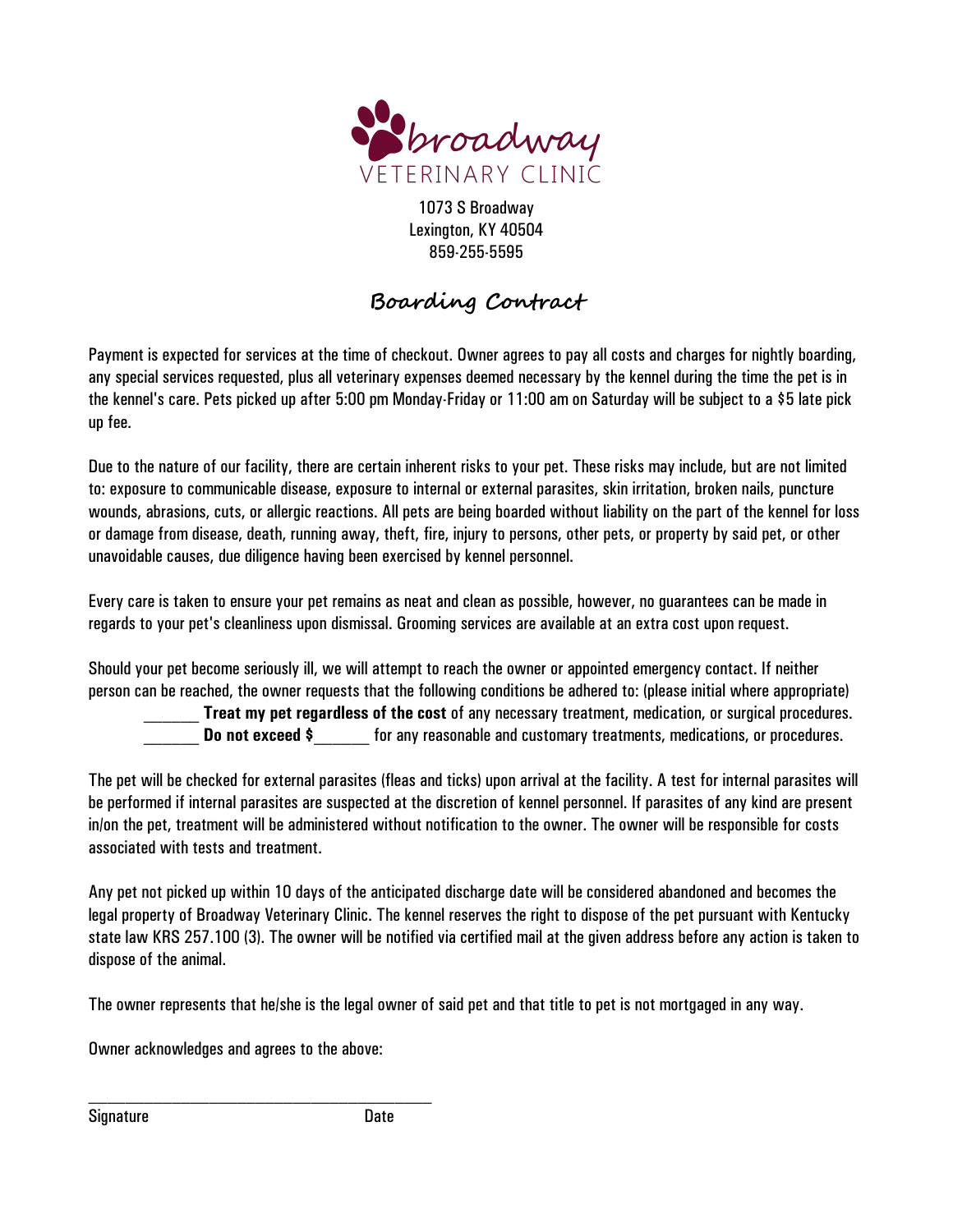broadway
VETERINARY CLINIC

1073 S Broadway
Lexington, KY 40504
859-255-5595

## Boarding Contract

Payment is expected for services at the time of checkout. Owner agrees to pay all costs and charges for nightly boarding, any special services requested, plus all veterinary expenses deemed necessary by the kennel during the time the pet is in the kennel's care. Pets picked up after 5:00 pm Monday-Friday or 11:00 am on Saturday will be subject to a $5 late pick up fee.

Due to the nature of our facility, there are certain inherent risks to your pet. These risks may include, but are not limited to: exposure to communicable disease, exposure to internal or external parasites, skin irritation, broken nails, puncture wounds, abrasions, cuts, or allergic reactions. All pets are being boarded without liability on the part of the kennel for loss or damage from disease, death, running away, theft, fire, injury to persons, other pets, or property by said pet, or other unavoidable causes, due diligence having been exercised by kennel personnel.

Every care is taken to ensure your pet remains as neat and clean as possible, however, no guarantees can be made in regards to your pet's cleanliness upon dismissal. Grooming services are available at an extra cost upon request.

Should your pet become seriously ill, we will attempt to reach the owner or appointed emergency contact. If neither person can be reached, the owner requests that the following conditions be adhered to: (please initial where appropriate)

_______ **Treat my pet regardless of the cost** of any necessary treatment, medication, or surgical procedures.
_______ **Do not exceed $**_______ for any reasonable and customary treatments, medications, or procedures.

The pet will be checked for external parasites (fleas and ticks) upon arrival at the facility. A test for internal parasites will be performed if internal parasites are suspected at the discretion of kennel personnel. If parasites of any kind are present in/on the pet, treatment will be administered without notification to the owner. The owner will be responsible for costs associated with tests and treatment.

Any pet not picked up within 10 days of the anticipated discharge date will be considered abandoned and becomes the legal property of Broadway Veterinary Clinic. The kennel reserves the right to dispose of the pet pursuant with Kentucky state law KRS 257.100 (3). The owner will be notified via certified mail at the given address before any action is taken to dispose of the animal.

The owner represents that he/she is the legal owner of said pet and that title to pet is not mortgaged in any way.

Owner acknowledges and agrees to the above:

_____________________________________________

Signature Date